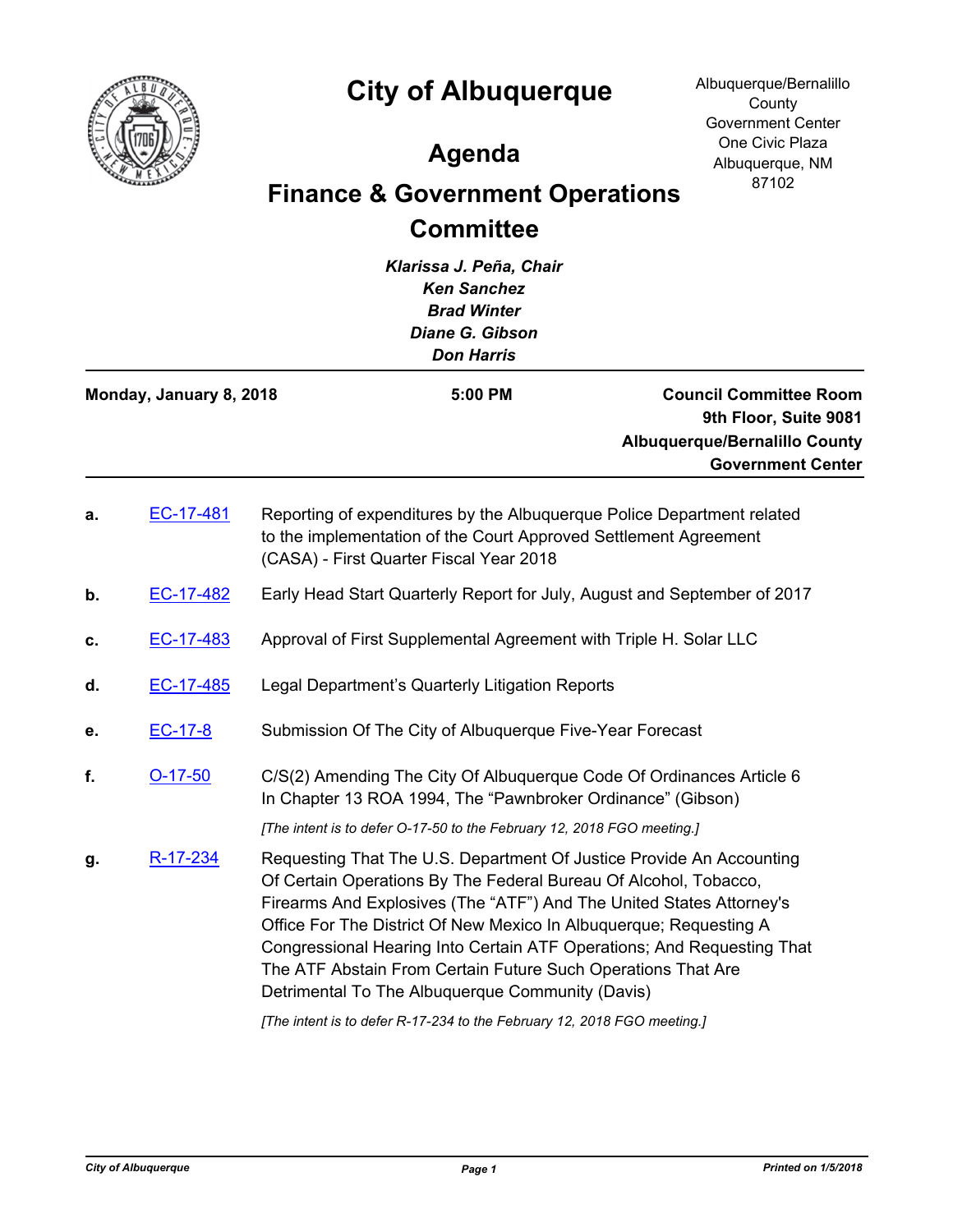# City of Albuquerque

## Agenda

## Finance & Government Operations Committee

Albuquerque/Bernalillo County Government Center
One Civic Plaza
Albuquerque, NM 87102

***Klarissa J. Peña, Chair***
***Ken Sanchez***
***Brad Winter***
***Diane G. Gibson***
***Don Harris***

---

**Monday, January 8, 2018** | **5:00 PM** | **Council Committee Room, 9th Floor, Suite 9081, Albuquerque/Bernalillo County Government Center**

---

**a.** EC-17-481 — Reporting of expenditures by the Albuquerque Police Department related to the implementation of the Court Approved Settlement Agreement (CASA) - First Quarter Fiscal Year 2018

**b.** EC-17-482 — Early Head Start Quarterly Report for July, August and September of 2017

**c.** EC-17-483 — Approval of First Supplemental Agreement with Triple H. Solar LLC

**d.** EC-17-485 — Legal Department's Quarterly Litigation Reports

**e.** EC-17-8 — Submission Of The City of Albuquerque Five-Year Forecast

**f.** O-17-50 — C/S(2) Amending The City Of Albuquerque Code Of Ordinances Article 6 In Chapter 13 ROA 1994, The "Pawnbroker Ordinance" (Gibson)

*[The intent is to defer O-17-50 to the February 12, 2018 FGO meeting.]*

**g.** R-17-234 — Requesting That The U.S. Department Of Justice Provide An Accounting Of Certain Operations By The Federal Bureau Of Alcohol, Tobacco, Firearms And Explosives (The "ATF") And The United States Attorney's Office For The District Of New Mexico In Albuquerque; Requesting A Congressional Hearing Into Certain ATF Operations; And Requesting That The ATF Abstain From Certain Future Such Operations That Are Detrimental To The Albuquerque Community (Davis)

*[The intent is to defer R-17-234 to the February 12, 2018 FGO meeting.]*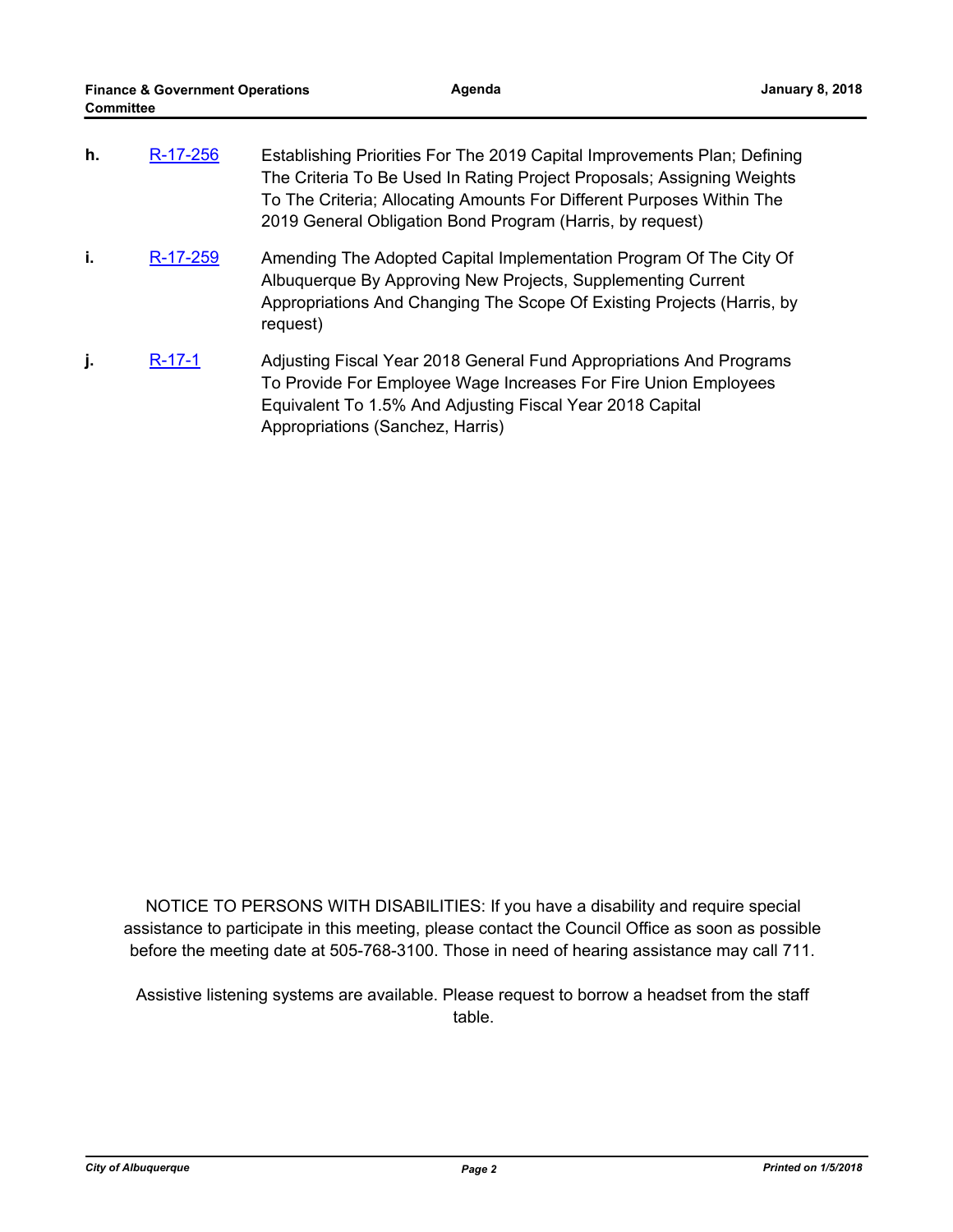h. R-17-256 Establishing Priorities For The 2019 Capital Improvements Plan; Defining The Criteria To Be Used In Rating Project Proposals; Assigning Weights To The Criteria; Allocating Amounts For Different Purposes Within The 2019 General Obligation Bond Program (Harris, by request)

i. R-17-259 Amending The Adopted Capital Implementation Program Of The City Of Albuquerque By Approving New Projects, Supplementing Current Appropriations And Changing The Scope Of Existing Projects (Harris, by request)

j. R-17-1 Adjusting Fiscal Year 2018 General Fund Appropriations And Programs To Provide For Employee Wage Increases For Fire Union Employees Equivalent To 1.5% And Adjusting Fiscal Year 2018 Capital Appropriations (Sanchez, Harris)

NOTICE TO PERSONS WITH DISABILITIES: If you have a disability and require special assistance to participate in this meeting, please contact the Council Office as soon as possible before the meeting date at 505-768-3100. Those in need of hearing assistance may call 711.

Assistive listening systems are available. Please request to borrow a headset from the staff table.